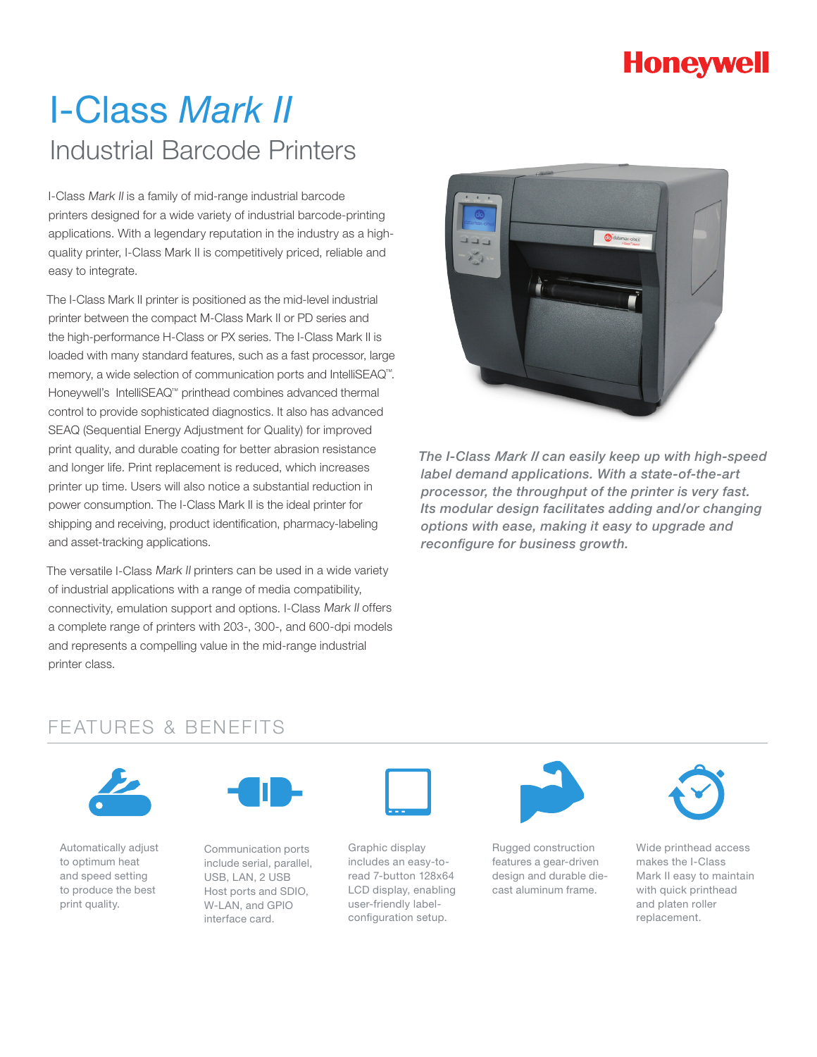Honeywell

# I-Class *Mark II*

## Industrial Barcode Printers

I-Class *Mark II* is a family of mid-range industrial barcode printers designed for a wide variety of industrial barcode-printing applications. With a legendary reputation in the industry as a high-quality printer, I-Class Mark II is competitively priced, reliable and easy to integrate.

The I-Class Mark II printer is positioned as the mid-level industrial printer between the compact M-Class Mark II or PD series and the high-performance H-Class or PX series. The I-Class Mark II is loaded with many standard features, such as a fast processor, large memory, a wide selection of communication ports and IntelliSEAQ™. Honeywell's IntelliSEAQ™ printhead combines advanced thermal control to provide sophisticated diagnostics. It also has advanced SEAQ (Sequential Energy Adjustment for Quality) for improved print quality, and durable coating for better abrasion resistance and longer life. Print replacement is reduced, which increases printer up time. Users will also notice a substantial reduction in power consumption. The I-Class Mark II is the ideal printer for shipping and receiving, product identification, pharmacy-labeling and asset-tracking applications.

The versatile I-Class *Mark II* printers can be used in a wide variety of industrial applications with a range of media compatibility, connectivity, emulation support and options. I-Class *Mark II* offers a complete range of printers with 203-, 300-, and 600-dpi models and represents a compelling value in the mid-range industrial printer class.

*The I-Class Mark II can easily keep up with high-speed label demand applications. With a state-of-the-art processor, the throughput of the printer is very fast. Its modular design facilitates adding and/or changing options with ease, making it easy to upgrade and reconfigure for business growth.*

## FEATURES & BENEFITS

- Automatically adjust to optimum heat and speed setting to produce the best print quality.
- Communication ports include serial, parallel, USB, LAN, 2 USB Host ports and SDIO, W-LAN, and GPIO interface card.
- Graphic display includes an easy-to-read 7-button 128x64 LCD display, enabling user-friendly label-configuration setup.
- Rugged construction features a gear-driven design and durable die-cast aluminum frame.
- Wide printhead access makes the I-Class Mark II easy to maintain with quick printhead and platen roller replacement.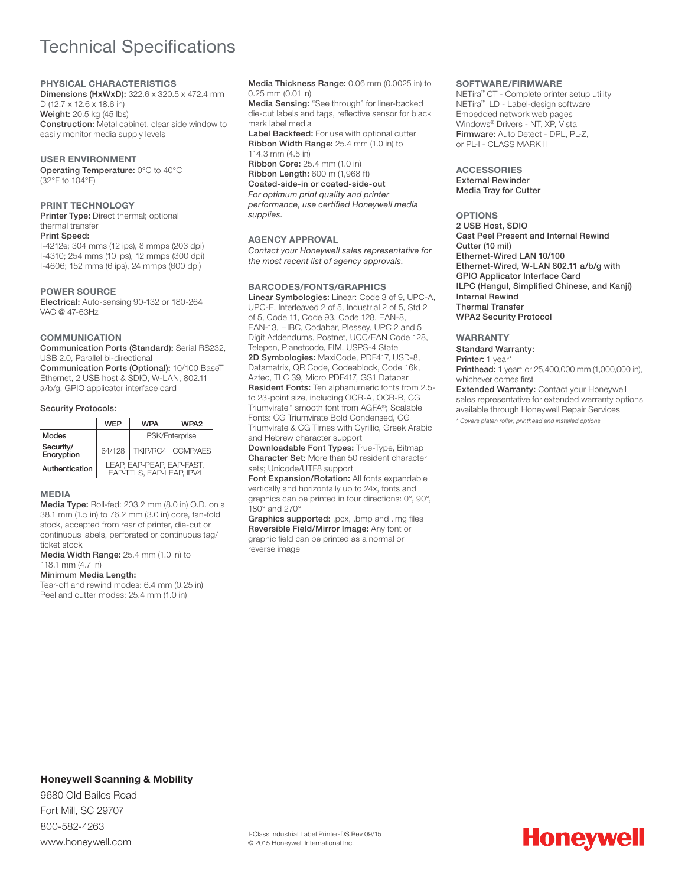# Technical Specifications

## PHYSICAL CHARACTERISTICS

**Dimensions (HxWxD):** 322.6 x 320.5 x 472.4 mm D (12.7 x 12.6 x 18.6 in)
**Weight:** 20.5 kg (45 lbs)
**Construction:** Metal cabinet, clear side window to easily monitor media supply levels

## USER ENVIRONMENT

**Operating Temperature:** 0°C to 40°C (32°F to 104°F)

## PRINT TECHNOLOGY

**Printer Type:** Direct thermal; optional thermal transfer
**Print Speed:**
I-4212e; 304 mms (12 ips), 8 mmps (203 dpi)
I-4310; 254 mms (10 ips), 12 mmps (300 dpi)
I-4606; 152 mms (6 ips), 24 mmps (600 dpi)

## POWER SOURCE

**Electrical:** Auto-sensing 90-132 or 180-264 VAC @ 47-63Hz

## COMMUNICATION

**Communication Ports (Standard):** Serial RS232, USB 2.0, Parallel bi-directional
**Communication Ports (Optional):** 10/100 BaseT Ethernet, 2 USB host & SDIO, W-LAN, 802.11 a/b/g, GPIO applicator interface card

**Security Protocols:**

| | WEP | WPA | WPA2 |
|---|---|---|---|
| Modes | | PSK/Enterprise | |
| Security/ Encryption | 64/128 | TKIP/RC4 | CCMP/AES |
| Authentication | LEAP, EAP-PEAP, EAP-FAST, EAP-TTLS, EAP-LEAP, IPV4 | | |

## MEDIA

**Media Type:** Roll-fed: 203.2 mm (8.0 in) O.D. on a 38.1 mm (1.5 in) to 76.2 mm (3.0 in) core, fan-fold stock, accepted from rear of printer, die-cut or continuous labels, perforated or continuous tag/ticket stock
**Media Width Range:** 25.4 mm (1.0 in) to 118.1 mm (4.7 in)
**Minimum Media Length:**
Tear-off and rewind modes: 6.4 mm (0.25 in)
Peel and cutter modes: 25.4 mm (1.0 in)
**Media Thickness Range:** 0.06 mm (0.0025 in) to 0.25 mm (0.01 in)
**Media Sensing:** "See through" for liner-backed die-cut labels and tags, reflective sensor for black mark label media
**Label Backfeed:** For use with optional cutter
**Ribbon Width Range:** 25.4 mm (1.0 in) to 114.3 mm (4.5 in)
**Ribbon Core:** 25.4 mm (1.0 in)
**Ribbon Length:** 600 m (1,968 ft)
**Coated-side-in or coated-side-out**
*For optimum print quality and printer performance, use certified Honeywell media supplies.*

## AGENCY APPROVAL

*Contact your Honeywell sales representative for the most recent list of agency approvals.*

## BARCODES/FONTS/GRAPHICS

**Linear Symbologies:** Linear: Code 3 of 9, UPC-A, UPC-E, Interleaved 2 of 5, Industrial 2 of 5, Std 2 of 5, Code 11, Code 93, Code 128, EAN-8, EAN-13, HIBC, Codabar, Plessey, UPC 2 and 5 Digit Addendums, Postnet, UCC/EAN Code 128, Telepen, Planetcode, FIM, USPS-4 State
**2D Symbologies:** MaxiCode, PDF417, USD-8, Datamatrix, QR Code, Codeablock, Code 16k, Aztec, TLC 39, Micro PDF417, GS1 Databar
**Resident Fonts:** Ten alphanumeric fonts from 2.5- to 23-point size, including OCR-A, OCR-B, CG Triumvirate™ smooth font from AGFA®; Scalable Fonts: CG Triumvirate Bold Condensed, CG Triumvirate & CG Times with Cyrillic, Greek Arabic and Hebrew character support
**Downloadable Font Types:** True-Type, Bitmap
**Character Set:** More than 50 resident character sets; Unicode/UTF8 support
**Font Expansion/Rotation:** All fonts expandable vertically and horizontally up to 24x, fonts and graphics can be printed in four directions: 0°, 90°, 180° and 270°
**Graphics supported:** .pcx, .bmp and .img files
**Reversible Field/Mirror Image:** Any font or graphic field can be printed as a normal or reverse image

## SOFTWARE/FIRMWARE

NETira™ CT - Complete printer setup utility
NETira™ LD - Label-design software
Embedded network web pages
Windows® Drivers - NT, XP, Vista
**Firmware:** Auto Detect - DPL, PL-Z, or PL-I - CLASS MARK II

## ACCESSORIES

**External Rewinder**
**Media Tray for Cutter**

## OPTIONS

**2 USB Host, SDIO**
**Cast Peel Present and Internal Rewind**
**Cutter (10 mil)**
**Ethernet-Wired LAN 10/100**
**Ethernet-Wired, W-LAN 802.11 a/b/g with GPIO Applicator Interface Card**
**ILPC (Hangul, Simplified Chinese, and Kanji)**
**Internal Rewind**
**Thermal Transfer**
**WPA2 Security Protocol**

## WARRANTY

**Standard Warranty:**
**Printer:** 1 year*
**Printhead:** 1 year* or 25,400,000 mm (1,000,000 in), whichever comes first
**Extended Warranty:** Contact your Honeywell sales representative for extended warranty options available through Honeywell Repair Services

*\* Covers platen roller, printhead and installed options*

**Honeywell Scanning & Mobility**
9680 Old Bailes Road
Fort Mill, SC 29707
800-582-4263
www.honeywell.com

I-Class Industrial Label Printer-DS Rev 09/15
© 2015 Honeywell International Inc.

Honeywell